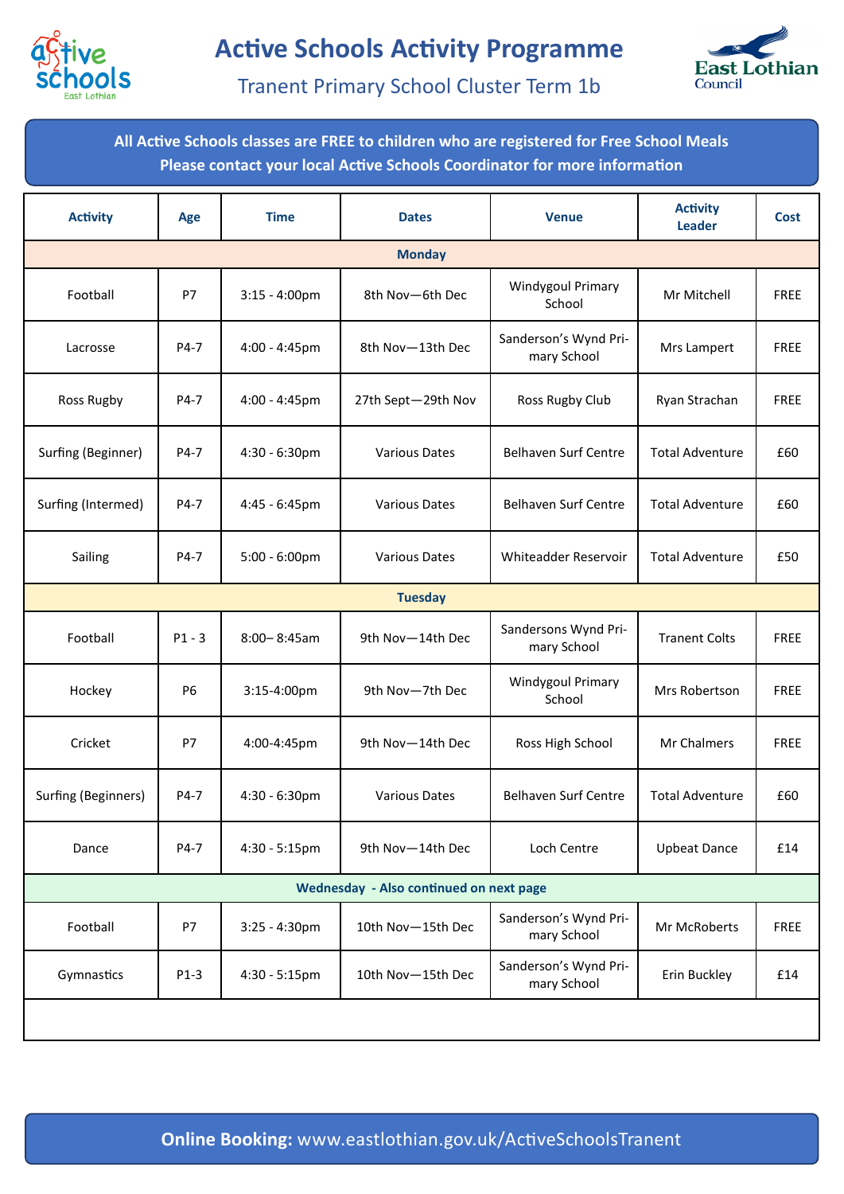# Active Schools Activity Programme

## Tranent Primary School Cluster Term 1b

**All Active Schools classes are FREE to children who are registered for Free School Meals**
**Please contact your local Active Schools Coordinator for more information**

| Activity | Age | Time | Dates | Venue | Activity Leader | Cost |
|---|---|---|---|---|---|---|
| **Monday** | | | | | | |
| Football | P7 | 3:15 - 4:00pm | 8th Nov—6th Dec | Windygoul Primary School | Mr Mitchell | FREE |
| Lacrosse | P4-7 | 4:00 - 4:45pm | 8th Nov—13th Dec | Sanderson's Wynd Primary School | Mrs Lampert | FREE |
| Ross Rugby | P4-7 | 4:00 - 4:45pm | 27th Sept—29th Nov | Ross Rugby Club | Ryan Strachan | FREE |
| Surfing (Beginner) | P4-7 | 4:30 - 6:30pm | Various Dates | Belhaven Surf Centre | Total Adventure | £60 |
| Surfing (Intermed) | P4-7 | 4:45 - 6:45pm | Various Dates | Belhaven Surf Centre | Total Adventure | £60 |
| Sailing | P4-7 | 5:00 - 6:00pm | Various Dates | Whiteadder Reservoir | Total Adventure | £50 |
| **Tuesday** | | | | | | |
| Football | P1 - 3 | 8:00– 8:45am | 9th Nov—14th Dec | Sandersons Wynd Primary School | Tranent Colts | FREE |
| Hockey | P6 | 3:15-4:00pm | 9th Nov—7th Dec | Windygoul Primary School | Mrs Robertson | FREE |
| Cricket | P7 | 4:00-4:45pm | 9th Nov—14th Dec | Ross High School | Mr Chalmers | FREE |
| Surfing (Beginners) | P4-7 | 4:30 - 6:30pm | Various Dates | Belhaven Surf Centre | Total Adventure | £60 |
| Dance | P4-7 | 4:30 - 5:15pm | 9th Nov—14th Dec | Loch Centre | Upbeat Dance | £14 |
| **Wednesday - Also continued on next page** | | | | | | |
| Football | P7 | 3:25 - 4:30pm | 10th Nov—15th Dec | Sanderson's Wynd Primary School | Mr McRoberts | FREE |
| Gymnastics | P1-3 | 4:30 - 5:15pm | 10th Nov—15th Dec | Sanderson's Wynd Primary School | Erin Buckley | £14 |

**Online Booking:** www.eastlothian.gov.uk/ActiveSchoolsTranent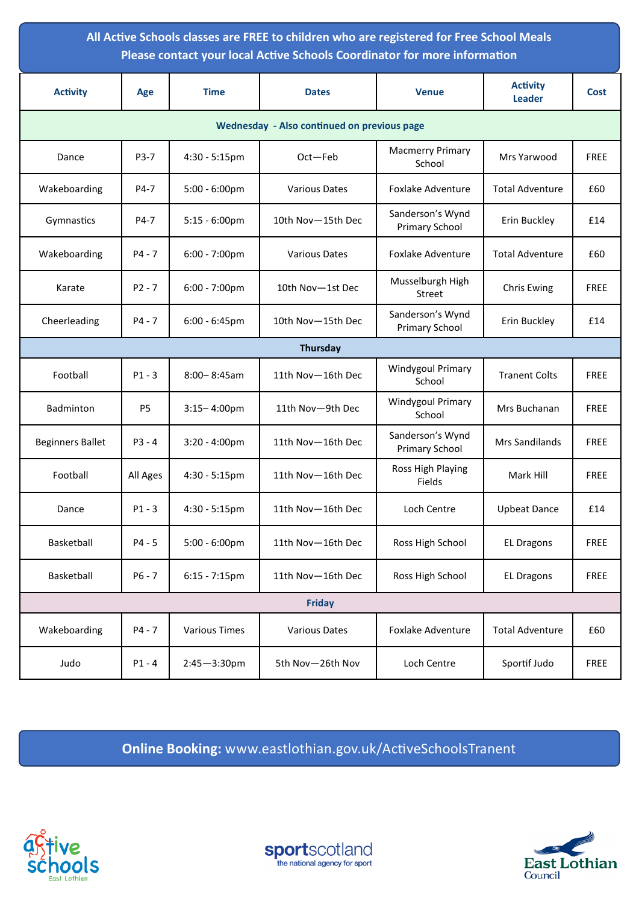**All Active Schools classes are FREE to children who are registered for Free School Meals**
**Please contact your local Active Schools Coordinator for more information**

| Activity | Age | Time | Dates | Venue | Activity Leader | Cost |
|---|---|---|---|---|---|---|
| **Wednesday - Also continued on previous page** | | | | | | |
| Dance | P3-7 | 4:30 - 5:15pm | Oct—Feb | Macmerry Primary School | Mrs Yarwood | FREE |
| Wakeboarding | P4-7 | 5:00 - 6:00pm | Various Dates | Foxlake Adventure | Total Adventure | £60 |
| Gymnastics | P4-7 | 5:15 - 6:00pm | 10th Nov—15th Dec | Sanderson's Wynd Primary School | Erin Buckley | £14 |
| Wakeboarding | P4 - 7 | 6:00 - 7:00pm | Various Dates | Foxlake Adventure | Total Adventure | £60 |
| Karate | P2 - 7 | 6:00 - 7:00pm | 10th Nov—1st Dec | Musselburgh High Street | Chris Ewing | FREE |
| Cheerleading | P4 - 7 | 6:00 - 6:45pm | 10th Nov—15th Dec | Sanderson's Wynd Primary School | Erin Buckley | £14 |
| **Thursday** | | | | | | |
| Football | P1 - 3 | 8:00– 8:45am | 11th Nov—16th Dec | Windygoul Primary School | Tranent Colts | FREE |
| Badminton | P5 | 3:15– 4:00pm | 11th Nov—9th Dec | Windygoul Primary School | Mrs Buchanan | FREE |
| Beginners Ballet | P3 - 4 | 3:20 - 4:00pm | 11th Nov—16th Dec | Sanderson's Wynd Primary School | Mrs Sandilands | FREE |
| Football | All Ages | 4:30 - 5:15pm | 11th Nov—16th Dec | Ross High Playing Fields | Mark Hill | FREE |
| Dance | P1 - 3 | 4:30 - 5:15pm | 11th Nov—16th Dec | Loch Centre | Upbeat Dance | £14 |
| Basketball | P4 - 5 | 5:00 - 6:00pm | 11th Nov—16th Dec | Ross High School | EL Dragons | FREE |
| Basketball | P6 - 7 | 6:15 - 7:15pm | 11th Nov—16th Dec | Ross High School | EL Dragons | FREE |
| **Friday** | | | | | | |
| Wakeboarding | P4 - 7 | Various Times | Various Dates | Foxlake Adventure | Total Adventure | £60 |
| Judo | P1 - 4 | 2:45—3:30pm | 5th Nov—26th Nov | Loch Centre | Sportif Judo | FREE |

**Online Booking:** www.eastlothian.gov.uk/ActiveSchoolsTranent

active schools East Lothian

sportscotland the national agency for sport

East Lothian Council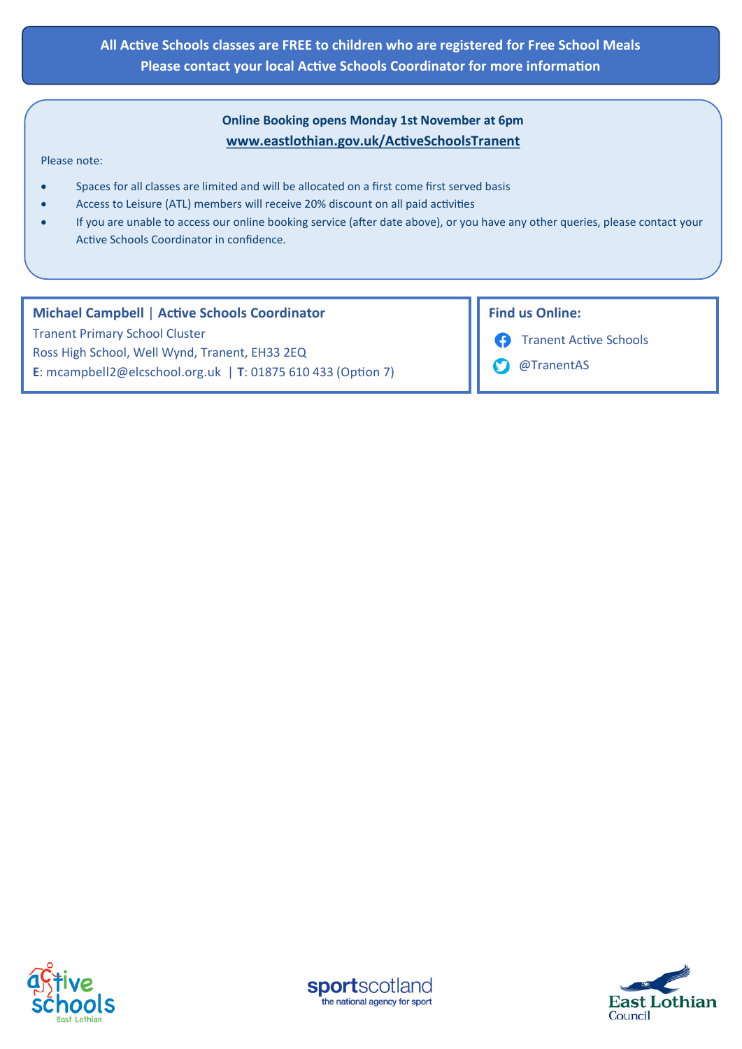**All Active Schools classes are FREE to children who are registered for Free School Meals**
**Please contact your local Active Schools Coordinator for more information**

**Online Booking opens Monday 1st November at 6pm**

**www.eastlothian.gov.uk/ActiveSchoolsTranent**

Please note:

- Spaces for all classes are limited and will be allocated on a first come first served basis
- Access to Leisure (ATL) members will receive 20% discount on all paid activities
- If you are unable to access our online booking service (after date above), or you have any other queries, please contact your Active Schools Coordinator in confidence.

**Michael Campbell | Active Schools Coordinator**
Tranent Primary School Cluster
Ross High School, Well Wynd, Tranent, EH33 2EQ
**E**: mcampbell2@elcschool.org.uk | **T**: 01875 610 433 (Option 7)

**Find us Online:**

Tranent Active Schools

@TranentAS

active schools East Lothian

sportscotland the national agency for sport

East Lothian Council